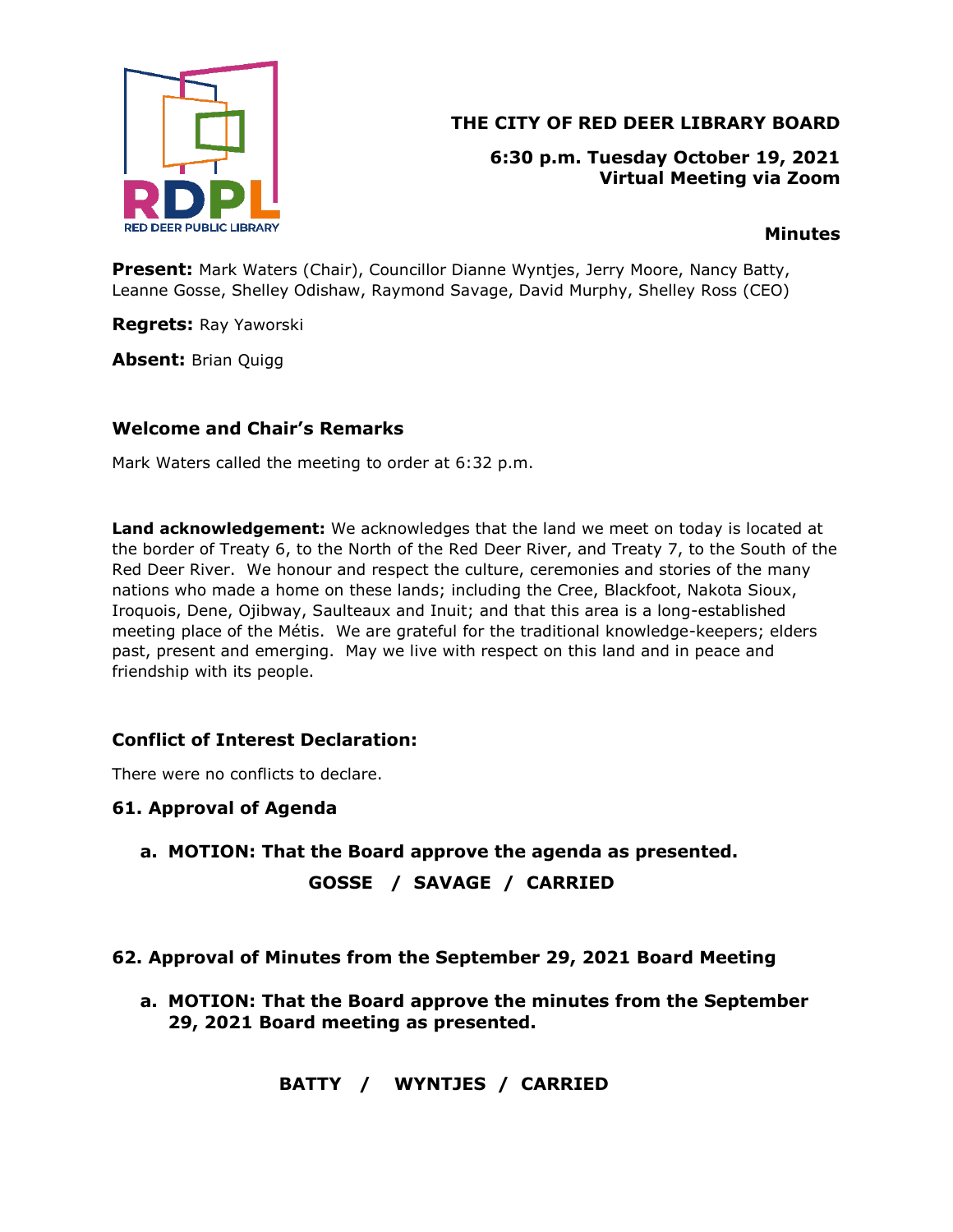**RED DEER PUBLIC LIBRARY**

# THE CITY OF RED DEER LIBRARY BOARD

**6:30 p.m. Tuesday October 19, 2021**
**Virtual Meeting via Zoom**

**Minutes**

**Present:** Mark Waters (Chair), Councillor Dianne Wyntjes, Jerry Moore, Nancy Batty, Leanne Gosse, Shelley Odishaw, Raymond Savage, David Murphy, Shelley Ross (CEO)

**Regrets:** Ray Yaworski

**Absent:** Brian Quigg

## Welcome and Chair's Remarks

Mark Waters called the meeting to order at 6:32 p.m.

**Land acknowledgement:** We acknowledges that the land we meet on today is located at the border of Treaty 6, to the North of the Red Deer River, and Treaty 7, to the South of the Red Deer River. We honour and respect the culture, ceremonies and stories of the many nations who made a home on these lands; including the Cree, Blackfoot, Nakota Sioux, Iroquois, Dene, Ojibway, Saulteaux and Inuit; and that this area is a long-established meeting place of the Métis. We are grateful for the traditional knowledge-keepers; elders past, present and emerging. May we live with respect on this land and in peace and friendship with its people.

## Conflict of Interest Declaration:

There were no conflicts to declare.

## 61. Approval of Agenda

a. **MOTION: That the Board approve the agenda as presented.**

**GOSSE / SAVAGE / CARRIED**

## 62. Approval of Minutes from the September 29, 2021 Board Meeting

a. **MOTION: That the Board approve the minutes from the September 29, 2021 Board meeting as presented.**

**BATTY / WYNTJES / CARRIED**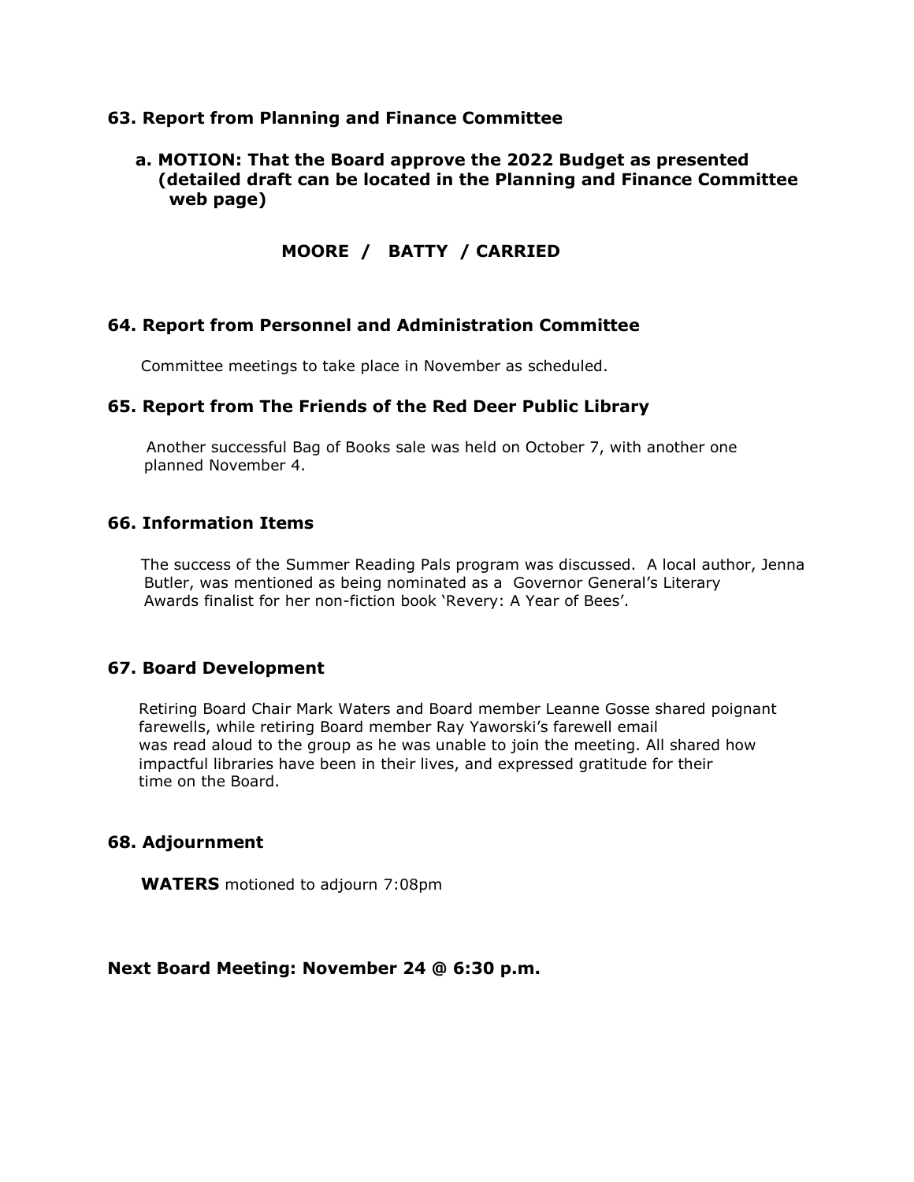**63. Report from Planning and Finance Committee**

**a. MOTION: That the Board approve the 2022 Budget as presented (detailed draft can be located in the Planning and Finance Committee web page)**

**MOORE / BATTY / CARRIED**

**64. Report from Personnel and Administration Committee**

Committee meetings to take place in November as scheduled.

**65. Report from The Friends of the Red Deer Public Library**

Another successful Bag of Books sale was held on October 7, with another one planned November 4.

**66. Information Items**

The success of the Summer Reading Pals program was discussed. A local author, Jenna Butler, was mentioned as being nominated as a Governor General's Literary Awards finalist for her non-fiction book 'Revery: A Year of Bees'.

**67. Board Development**

Retiring Board Chair Mark Waters and Board member Leanne Gosse shared poignant farewells, while retiring Board member Ray Yaworski's farewell email was read aloud to the group as he was unable to join the meeting. All shared how impactful libraries have been in their lives, and expressed gratitude for their time on the Board.

**68. Adjournment**

**WATERS** motioned to adjourn 7:08pm

**Next Board Meeting: November 24 @ 6:30 p.m.**